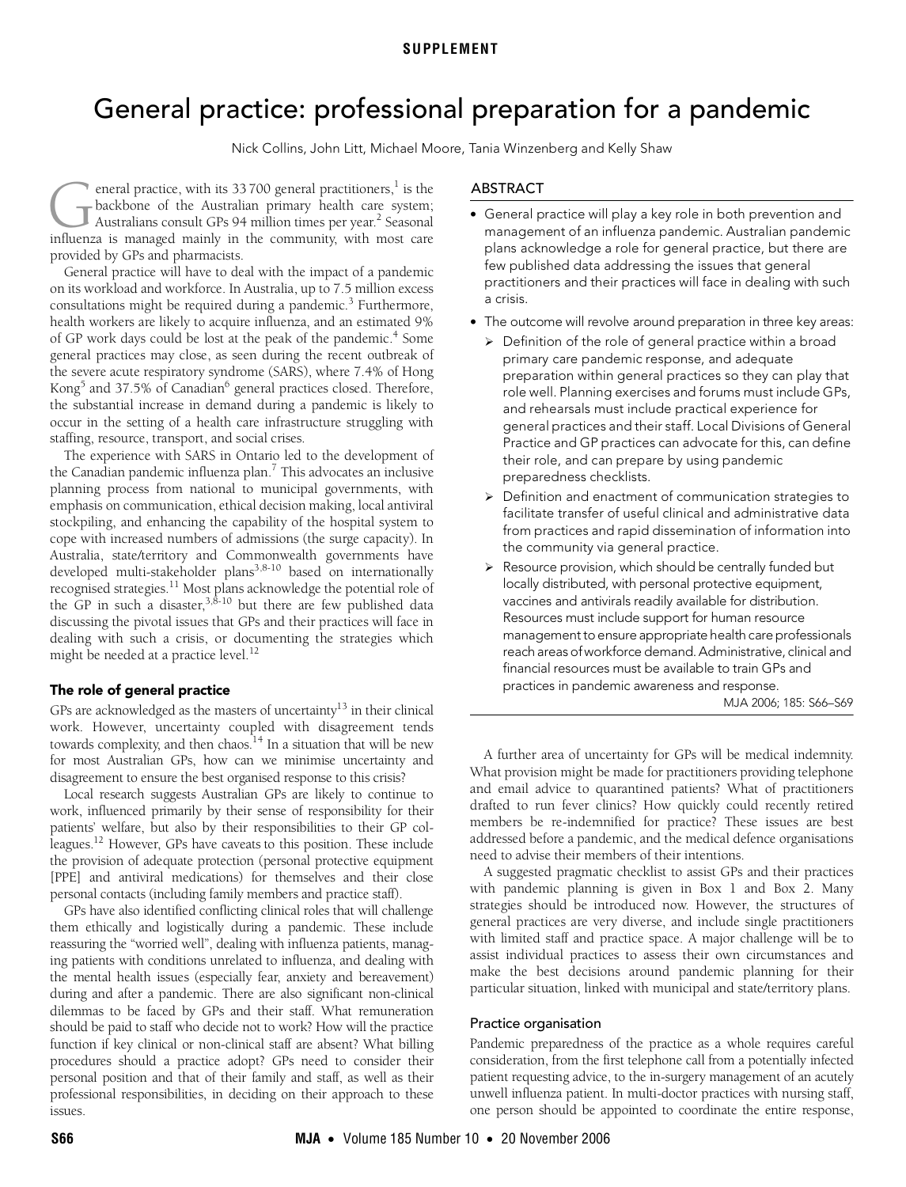SUPPLEMENT

# General practice: professional preparation for a pandemic

Nick Collins, John Litt, Michael Moore, Tania Winzenberg and Kelly Shaw

## ABSTRACT

- General practice will play a key role in both prevention and management of an influenza pandemic. Australian pandemic plans acknowledge a role for general practice, but there are few published data addressing the issues that general practitioners and their practices will face in dealing with such a crisis.
- The outcome will revolve around preparation in three key areas:
  - Definition of the role of general practice within a broad primary care pandemic response, and adequate preparation within general practices so they can play that role well. Planning exercises and forums must include GPs, and rehearsals must include practical experience for general practices and their staff. Local Divisions of General Practice and GP practices can advocate for this, can define their role, and can prepare by using pandemic preparedness checklists.
  - Definition and enactment of communication strategies to facilitate transfer of useful clinical and administrative data from practices and rapid dissemination of information into the community via general practice.
  - Resource provision, which should be centrally funded but locally distributed, with personal protective equipment, vaccines and antivirals readily available for distribution. Resources must include support for human resource management to ensure appropriate health care professionals reach areas of workforce demand. Administrative, clinical and financial resources must be available to train GPs and practices in pandemic awareness and response.

MJA 2006; 185: S66–S69

General practice, with its 33 700 general practitioners,[1] is the backbone of the Australian primary health care system; Australians consult GPs 94 million times per year.[2] Seasonal influenza is managed mainly in the community, with most care provided by GPs and pharmacists.

General practice will have to deal with the impact of a pandemic on its workload and workforce. In Australia, up to 7.5 million excess consultations might be required during a pandemic.[3] Furthermore, health workers are likely to acquire influenza, and an estimated 9% of GP work days could be lost at the peak of the pandemic.[4] Some general practices may close, as seen during the recent outbreak of the severe acute respiratory syndrome (SARS), where 7.4% of Hong Kong[5] and 37.5% of Canadian[6] general practices closed. Therefore, the substantial increase in demand during a pandemic is likely to occur in the setting of a health care infrastructure struggling with staffing, resource, transport, and social crises.

The experience with SARS in Ontario led to the development of the Canadian pandemic influenza plan.[7] This advocates an inclusive planning process from national to municipal governments, with emphasis on communication, ethical decision making, local antiviral stockpiling, and enhancing the capability of the hospital system to cope with increased numbers of admissions (the surge capacity). In Australia, state/territory and Commonwealth governments have developed multi-stakeholder plans[3,8-10] based on internationally recognised strategies.[11] Most plans acknowledge the potential role of the GP in such a disaster,[3,8-10] but there are few published data discussing the pivotal issues that GPs and their practices will face in dealing with such a crisis, or documenting the strategies which might be needed at a practice level.[12]

## The role of general practice

GPs are acknowledged as the masters of uncertainty[13] in their clinical work. However, uncertainty coupled with disagreement tends towards complexity, and then chaos.[14] In a situation that will be new for most Australian GPs, how can we minimise uncertainty and disagreement to ensure the best organised response to this crisis?

Local research suggests Australian GPs are likely to continue to work, influenced primarily by their sense of responsibility for their patients' welfare, but also by their responsibilities to their GP colleagues.[12] However, GPs have caveats to this position. These include the provision of adequate protection (personal protective equipment [PPE] and antiviral medications) for themselves and their close personal contacts (including family members and practice staff).

GPs have also identified conflicting clinical roles that will challenge them ethically and logistically during a pandemic. These include reassuring the "worried well", dealing with influenza patients, managing patients with conditions unrelated to influenza, and dealing with the mental health issues (especially fear, anxiety and bereavement) during and after a pandemic. There are also significant non-clinical dilemmas to be faced by GPs and their staff. What remuneration should be paid to staff who decide not to work? How will the practice function if key clinical or non-clinical staff are absent? What billing procedures should a practice adopt? GPs need to consider their personal position and that of their family and staff, as well as their professional responsibilities, in deciding on their approach to these issues.

A further area of uncertainty for GPs will be medical indemnity. What provision might be made for practitioners providing telephone and email advice to quarantined patients? What of practitioners drafted to run fever clinics? How quickly could recently retired members be re-indemnified for practice? These issues are best addressed before a pandemic, and the medical defence organisations need to advise their members of their intentions.

A suggested pragmatic checklist to assist GPs and their practices with pandemic planning is given in Box 1 and Box 2. Many strategies should be introduced now. However, the structures of general practices are very diverse, and include single practitioners with limited staff and practice space. A major challenge will be to assist individual practices to assess their own circumstances and make the best decisions around pandemic planning for their particular situation, linked with municipal and state/territory plans.

### Practice organisation

Pandemic preparedness of the practice as a whole requires careful consideration, from the first telephone call from a potentially infected patient requesting advice, to the in-surgery management of an acutely unwell influenza patient. In multi-doctor practices with nursing staff, one person should be appointed to coordinate the entire response,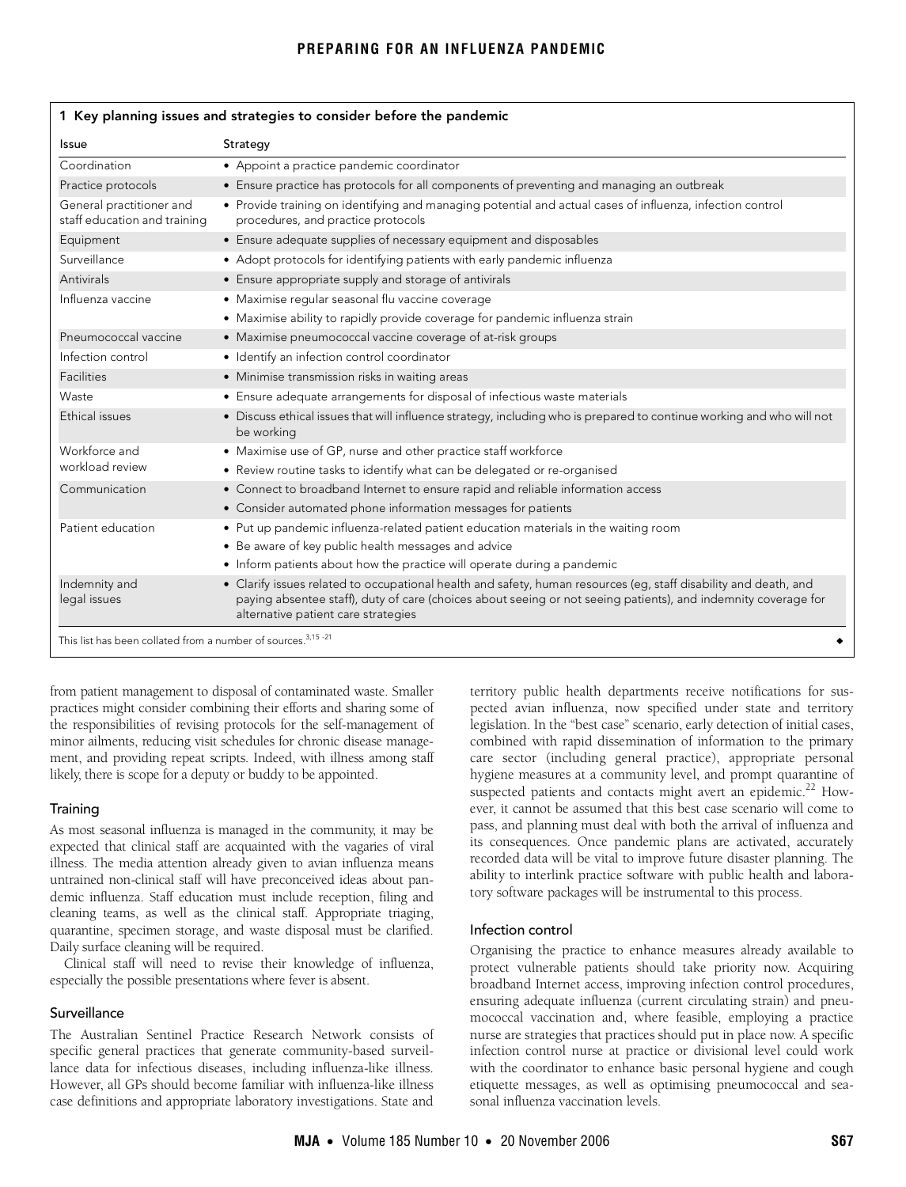**1 Key planning issues and strategies to consider before the pandemic**

| Issue | Strategy |
|---|---|
| Coordination | • Appoint a practice pandemic coordinator |
| Practice protocols | • Ensure practice has protocols for all components of preventing and managing an outbreak |
| General practitioner and staff education and training | • Provide training on identifying and managing potential and actual cases of influenza, infection control procedures, and practice protocols |
| Equipment | • Ensure adequate supplies of necessary equipment and disposables |
| Surveillance | • Adopt protocols for identifying patients with early pandemic influenza |
| Antivirals | • Ensure appropriate supply and storage of antivirals |
| Influenza vaccine | • Maximise regular seasonal flu vaccine coverage |
| | • Maximise ability to rapidly provide coverage for pandemic influenza strain |
| Pneumococcal vaccine | • Maximise pneumococcal vaccine coverage of at-risk groups |
| Infection control | • Identify an infection control coordinator |
| Facilities | • Minimise transmission risks in waiting areas |
| Waste | • Ensure adequate arrangements for disposal of infectious waste materials |
| Ethical issues | • Discuss ethical issues that will influence strategy, including who is prepared to continue working and who will not be working |
| Workforce and workload review | • Maximise use of GP, nurse and other practice staff workforce |
| | • Review routine tasks to identify what can be delegated or re-organised |
| Communication | • Connect to broadband Internet to ensure rapid and reliable information access |
| | • Consider automated phone information messages for patients |
| Patient education | • Put up pandemic influenza-related patient education materials in the waiting room |
| | • Be aware of key public health messages and advice |
| | • Inform patients about how the practice will operate during a pandemic |
| Indemnity and legal issues | • Clarify issues related to occupational health and safety, human resources (eg, staff disability and death, and paying absentee staff), duty of care (choices about seeing or not seeing patients), and indemnity coverage for alternative patient care strategies |

This list has been collated from a number of sources.[3,15-21]

from patient management to disposal of contaminated waste. Smaller practices might consider combining their efforts and sharing some of the responsibilities of revising protocols for the self-management of minor ailments, reducing visit schedules for chronic disease management, and providing repeat scripts. Indeed, with illness among staff likely, there is scope for a deputy or buddy to be appointed.

### Training

As most seasonal influenza is managed in the community, it may be expected that clinical staff are acquainted with the vagaries of viral illness. The media attention already given to avian influenza means untrained non-clinical staff will have preconceived ideas about pandemic influenza. Staff education must include reception, filing and cleaning teams, as well as the clinical staff. Appropriate triaging, quarantine, specimen storage, and waste disposal must be clarified. Daily surface cleaning will be required.

Clinical staff will need to revise their knowledge of influenza, especially the possible presentations where fever is absent.

### Surveillance

The Australian Sentinel Practice Research Network consists of specific general practices that generate community-based surveillance data for infectious diseases, including influenza-like illness. However, all GPs should become familiar with influenza-like illness case definitions and appropriate laboratory investigations. State and territory public health departments receive notifications for suspected avian influenza, now specified under state and territory legislation. In the "best case" scenario, early detection of initial cases, combined with rapid dissemination of information to the primary care sector (including general practice), appropriate personal hygiene measures at a community level, and prompt quarantine of suspected patients and contacts might avert an epidemic.[22] However, it cannot be assumed that this best case scenario will come to pass, and planning must deal with both the arrival of influenza and its consequences. Once pandemic plans are activated, accurately recorded data will be vital to improve future disaster planning. The ability to interlink practice software with public health and laboratory software packages will be instrumental to this process.

### Infection control

Organising the practice to enhance measures already available to protect vulnerable patients should take priority now. Acquiring broadband Internet access, improving infection control procedures, ensuring adequate influenza (current circulating strain) and pneumococcal vaccination and, where feasible, employing a practice nurse are strategies that practices should put in place now. A specific infection control nurse at practice or divisional level could work with the coordinator to enhance basic personal hygiene and cough etiquette messages, as well as optimising pneumococcal and seasonal influenza vaccination levels.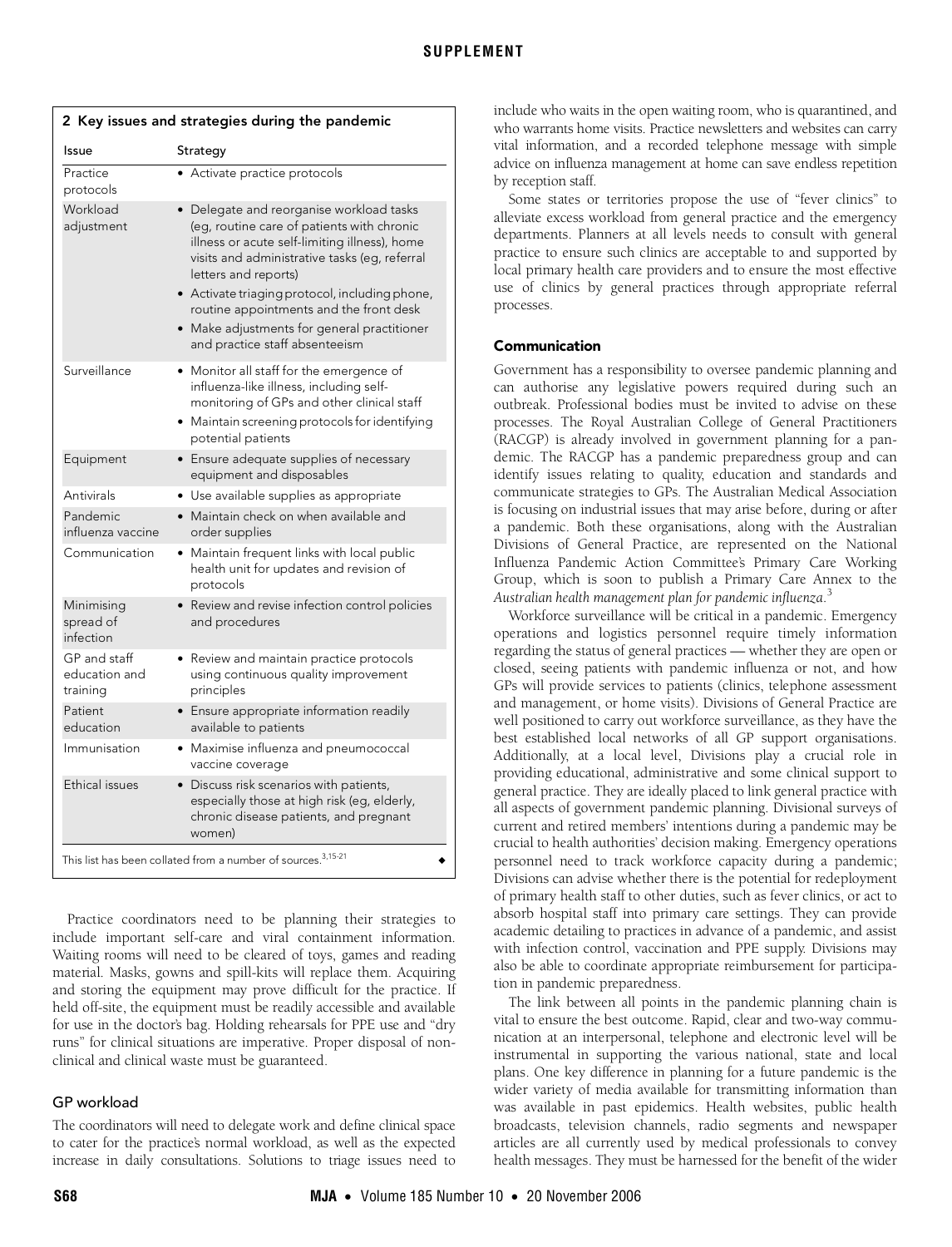**2 Key issues and strategies during the pandemic**

| Issue | Strategy |
|---|---|
| Practice protocols | • Activate practice protocols |
| Workload adjustment | • Delegate and reorganise workload tasks (eg, routine care of patients with chronic illness or acute self-limiting illness), home visits and administrative tasks (eg, referral letters and reports) • Activate triaging protocol, including phone, routine appointments and the front desk • Make adjustments for general practitioner and practice staff absenteeism |
| Surveillance | • Monitor all staff for the emergence of influenza-like illness, including self-monitoring of GPs and other clinical staff • Maintain screening protocols for identifying potential patients |
| Equipment | • Ensure adequate supplies of necessary equipment and disposables |
| Antivirals | • Use available supplies as appropriate |
| Pandemic influenza vaccine | • Maintain check on when available and order supplies |
| Communication | • Maintain frequent links with local public health unit for updates and revision of protocols |
| Minimising spread of infection | • Review and revise infection control policies and procedures |
| GP and staff education and training | • Review and maintain practice protocols using continuous quality improvement principles |
| Patient education | • Ensure appropriate information readily available to patients |
| Immunisation | • Maximise influenza and pneumococcal vaccine coverage |
| Ethical issues | • Discuss risk scenarios with patients, especially those at high risk (eg, elderly, chronic disease patients, and pregnant women) |

This list has been collated from a number of sources.[3,15-21]

Practice coordinators need to be planning their strategies to include important self-care and viral containment information. Waiting rooms will need to be cleared of toys, games and reading material. Masks, gowns and spill-kits will replace them. Acquiring and storing the equipment may prove difficult for the practice. If held off-site, the equipment must be readily accessible and available for use in the doctor's bag. Holding rehearsals for PPE use and "dry runs" for clinical situations are imperative. Proper disposal of non-clinical and clinical waste must be guaranteed.

### GP workload

The coordinators will need to delegate work and define clinical space to cater for the practice's normal workload, as well as the expected increase in daily consultations. Solutions to triage issues need to include who waits in the open waiting room, who is quarantined, and who warrants home visits. Practice newsletters and websites can carry vital information, and a recorded telephone message with simple advice on influenza management at home can save endless repetition by reception staff.

Some states or territories propose the use of "fever clinics" to alleviate excess workload from general practice and the emergency departments. Planners at all levels needs to consult with general practice to ensure such clinics are acceptable to and supported by local primary health care providers and to ensure the most effective use of clinics by general practices through appropriate referral processes.

### Communication

Government has a responsibility to oversee pandemic planning and can authorise any legislative powers required during such an outbreak. Professional bodies must be invited to advise on these processes. The Royal Australian College of General Practitioners (RACGP) is already involved in government planning for a pandemic. The RACGP has a pandemic preparedness group and can identify issues relating to quality, education and standards and communicate strategies to GPs. The Australian Medical Association is focusing on industrial issues that may arise before, during or after a pandemic. Both these organisations, along with the Australian Divisions of General Practice, are represented on the National Influenza Pandemic Action Committee's Primary Care Working Group, which is soon to publish a Primary Care Annex to the *Australian health management plan for pandemic influenza*.[3]

Workforce surveillance will be critical in a pandemic. Emergency operations and logistics personnel require timely information regarding the status of general practices — whether they are open or closed, seeing patients with pandemic influenza or not, and how GPs will provide services to patients (clinics, telephone assessment and management, or home visits). Divisions of General Practice are well positioned to carry out workforce surveillance, as they have the best established local networks of all GP support organisations. Additionally, at a local level, Divisions play a crucial role in providing educational, administrative and some clinical support to general practice. They are ideally placed to link general practice with all aspects of government pandemic planning. Divisional surveys of current and retired members' intentions during a pandemic may be crucial to health authorities' decision making. Emergency operations personnel need to track workforce capacity during a pandemic; Divisions can advise whether there is the potential for redeployment of primary health staff to other duties, such as fever clinics, or act to absorb hospital staff into primary care settings. They can provide academic detailing to practices in advance of a pandemic, and assist with infection control, vaccination and PPE supply. Divisions may also be able to coordinate appropriate reimbursement for participation in pandemic preparedness.

The link between all points in the pandemic planning chain is vital to ensure the best outcome. Rapid, clear and two-way communication at an interpersonal, telephone and electronic level will be instrumental in supporting the various national, state and local plans. One key difference in planning for a future pandemic is the wider variety of media available for transmitting information than was available in past epidemics. Health websites, public health broadcasts, television channels, radio segments and newspaper articles are all currently used by medical professionals to convey health messages. They must be harnessed for the benefit of the wider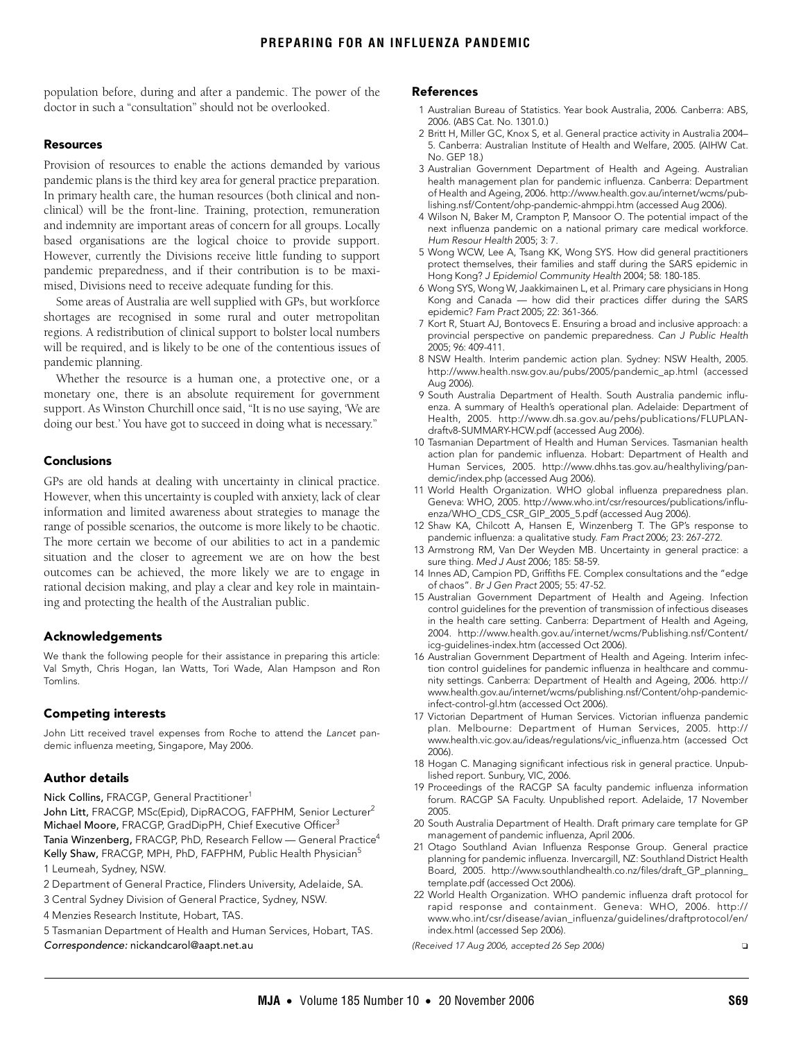population before, during and after a pandemic. The power of the doctor in such a "consultation" should not be overlooked.

### Resources

Provision of resources to enable the actions demanded by various pandemic plans is the third key area for general practice preparation. In primary health care, the human resources (both clinical and non-clinical) will be the front-line. Training, protection, remuneration and indemnity are important areas of concern for all groups. Locally based organisations are the logical choice to provide support. However, currently the Divisions receive little funding to support pandemic preparedness, and if their contribution is to be maximised, Divisions need to receive adequate funding for this.

Some areas of Australia are well supplied with GPs, but workforce shortages are recognised in some rural and outer metropolitan regions. A redistribution of clinical support to bolster local numbers will be required, and is likely to be one of the contentious issues of pandemic planning.

Whether the resource is a human one, a protective one, or a monetary one, there is an absolute requirement for government support. As Winston Churchill once said, "It is no use saying, 'We are doing our best.' You have got to succeed in doing what is necessary."

### Conclusions

GPs are old hands at dealing with uncertainty in clinical practice. However, when this uncertainty is coupled with anxiety, lack of clear information and limited awareness about strategies to manage the range of possible scenarios, the outcome is more likely to be chaotic. The more certain we become of our abilities to act in a pandemic situation and the closer to agreement we are on how the best outcomes can be achieved, the more likely we are to engage in rational decision making, and play a clear and key role in maintaining and protecting the health of the Australian public.

### Acknowledgements

We thank the following people for their assistance in preparing this article: Val Smyth, Chris Hogan, Ian Watts, Tori Wade, Alan Hampson and Ron Tomlins.

### Competing interests

John Litt received travel expenses from Roche to attend the *Lancet* pandemic influenza meeting, Singapore, May 2006.

### Author details

**Nick Collins,** FRACGP, General Practitioner[1]
**John Litt,** FRACGP, MSc(Epid), DipRACOG, FAFPHM, Senior Lecturer[2]
**Michael Moore,** FRACGP, GradDipPH, Chief Executive Officer[3]
**Tania Winzenberg,** FRACGP, PhD, Research Fellow — General Practice[4]
**Kelly Shaw,** FRACGP, MPH, PhD, FAFPHM, Public Health Physician[5]

1 Leumeah, Sydney, NSW.

2 Department of General Practice, Flinders University, Adelaide, SA.

3 Central Sydney Division of General Practice, Sydney, NSW.

4 Menzies Research Institute, Hobart, TAS.

5 Tasmanian Department of Health and Human Services, Hobart, TAS.

*Correspondence:* nickandcarol@aapt.net.au

### References

1 Australian Bureau of Statistics. Year book Australia, 2006. Canberra: ABS, 2006. (ABS Cat. No. 1301.0.)

2 Britt H, Miller GC, Knox S, et al. General practice activity in Australia 2004–5. Canberra: Australian Institute of Health and Welfare, 2005. (AIHW Cat. No. GEP 18.)

3 Australian Government Department of Health and Ageing. Australian health management plan for pandemic influenza. Canberra: Department of Health and Ageing, 2006. http://www.health.gov.au/internet/wcms/publishing.nsf/Content/ohp-pandemic-ahmppi.htm (accessed Aug 2006).

4 Wilson N, Baker M, Crampton P, Mansoor O. The potential impact of the next influenza pandemic on a national primary care medical workforce. *Hum Resour Health* 2005; 3: 7.

5 Wong WCW, Lee A, Tsang KK, Wong SYS. How did general practitioners protect themselves, their families and staff during the SARS epidemic in Hong Kong? *J Epidemiol Community Health* 2004; 58: 180-185.

6 Wong SYS, Wong W, Jaakkimainen L, et al. Primary care physicians in Hong Kong and Canada — how did their practices differ during the SARS epidemic? *Fam Pract* 2005; 22: 361-366.

7 Kort R, Stuart AJ, Bontovecs E. Ensuring a broad and inclusive approach: a provincial perspective on pandemic preparedness. *Can J Public Health* 2005; 96: 409-411.

8 NSW Health. Interim pandemic action plan. Sydney: NSW Health, 2005. http://www.health.nsw.gov.au/pubs/2005/pandemic_ap.html (accessed Aug 2006).

9 South Australia Department of Health. South Australia pandemic influenza. A summary of Health's operational plan. Adelaide: Department of Health, 2005. http://www.dh.sa.gov.au/pehs/publications/FLUPLAN-draftv8-SUMMARY-HCW.pdf (accessed Aug 2006).

10 Tasmanian Department of Health and Human Services. Tasmanian health action plan for pandemic influenza. Hobart: Department of Health and Human Services, 2005. http://www.dhhs.tas.gov.au/healthyliving/pandemic/index.php (accessed Aug 2006).

11 World Health Organization. WHO global influenza preparedness plan. Geneva: WHO, 2005. http://www.who.int/csr/resources/publications/influenza/WHO_CDS_CSR_GIP_2005_5.pdf (accessed Aug 2006).

12 Shaw KA, Chilcott A, Hansen E, Winzenberg T. The GP's response to pandemic influenza: a qualitative study. *Fam Pract* 2006; 23: 267-272.

13 Armstrong RM, Van Der Weyden MB. Uncertainty in general practice: a sure thing. *Med J Aust* 2006; 185: 58-59.

14 Innes AD, Campion PD, Griffiths FE. Complex consultations and the "edge of chaos". *Br J Gen Pract* 2005; 55: 47-52.

15 Australian Government Department of Health and Ageing. Infection control guidelines for the prevention of transmission of infectious diseases in the health care setting. Canberra: Department of Health and Ageing, 2004. http://www.health.gov.au/internet/wcms/Publishing.nsf/Content/icg-guidelines-index.htm (accessed Oct 2006).

16 Australian Government Department of Health and Ageing. Interim infection control guidelines for pandemic influenza in healthcare and community settings. Canberra: Department of Health and Ageing, 2006. http://www.health.gov.au/internet/wcms/publishing.nsf/Content/ohp-pandemic-infect-control-gl.htm (accessed Oct 2006).

17 Victorian Department of Human Services. Victorian influenza pandemic plan. Melbourne: Department of Human Services, 2005. http://www.health.vic.gov.au/ideas/regulations/vic_influenza.htm (accessed Oct 2006).

18 Hogan C. Managing significant infectious risk in general practice. Unpublished report. Sunbury, VIC, 2006.

19 Proceedings of the RACGP SA faculty pandemic influenza information forum. RACGP SA Faculty. Unpublished report. Adelaide, 17 November 2005.

20 South Australia Department of Health. Draft primary care template for GP management of pandemic influenza, April 2006.

21 Otago Southland Avian Influenza Response Group. General practice planning for pandemic influenza. Invercargill, NZ: Southland District Health Board, 2005. http://www.southlandhealth.co.nz/files/draft_GP_planning_template.pdf (accessed Oct 2006).

22 World Health Organization. WHO pandemic influenza draft protocol for rapid response and containment. Geneva: WHO, 2006. http://www.who.int/csr/disease/avian_influenza/guidelines/draftprotocol/en/index.html (accessed Sep 2006).

*(Received 17 Aug 2006, accepted 26 Sep 2006)*